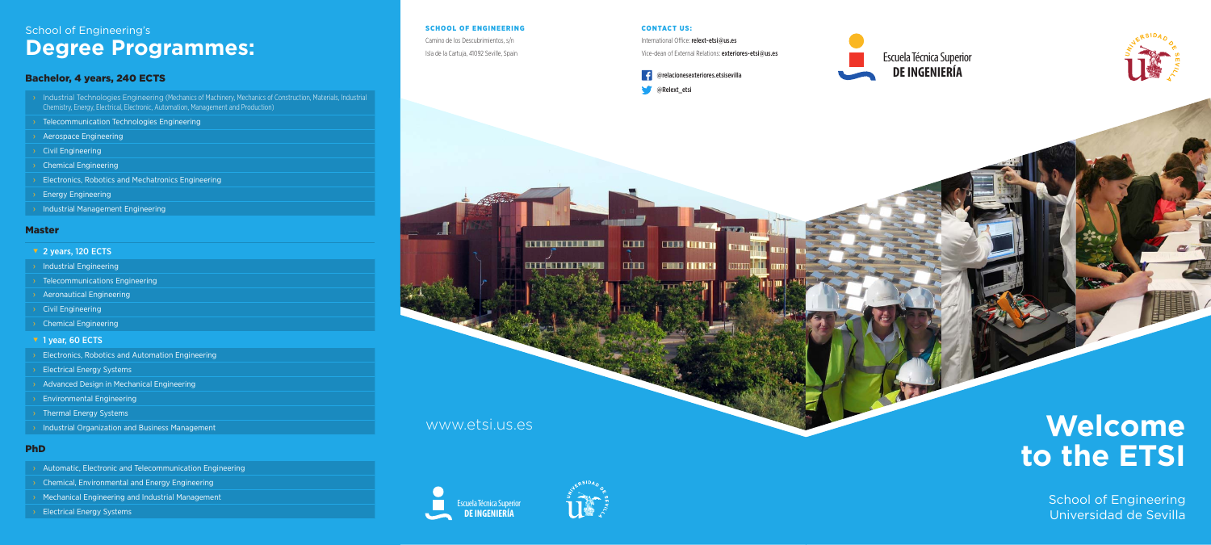# School of Engineering's
# Degree Programmes:

## Bachelor, 4 years, 240 ECTS

- Industrial Technologies Engineering (Mechanics of Machinery, Mechanics of Construction, Materials, Industrial Chemistry, Energy, Electrical, Electronic, Automation, Management and Production)
- Telecommunication Technologies Engineering
- Aerospace Engineering
- Civil Engineering
- Chemical Engineering
- Electronics, Robotics and Mechatronics Engineering
- Energy Engineering
- Industrial Management Engineering

## Master

### 2 years, 120 ECTS

- Industrial Engineering
- Telecommunications Engineering
- Aeronautical Engineering
- Civil Engineering
- Chemical Engineering

### 1 year, 60 ECTS

- Electronics, Robotics and Automation Engineering
- Electrical Energy Systems
- Advanced Design in Mechanical Engineering
- Environmental Engineering
- Thermal Energy Systems
- Industrial Organization and Business Management

## PhD

- Automatic, Electronic and Telecommunication Engineering
- Chemical, Environmental and Energy Engineering
- Mechanical Engineering and Industrial Management
- Electrical Energy Systems

**SCHOOL OF ENGINEERING**

Camino de los Descubrimientos, s/n

Isla de la Cartuja, 41092 Seville, Spain

**CONTACT US:**

International Office: **relext-etsi@us.es**

Vice-dean of External Relations: **exteriores-etsi@us.es**

@relacionesexteriores.etsisevilla

@Relext_etsi

Escuela Técnica Superior **DE INGENIERÍA**

www.etsi.us.es

# Welcome to the ETSI

School of Engineering
Universidad de Sevilla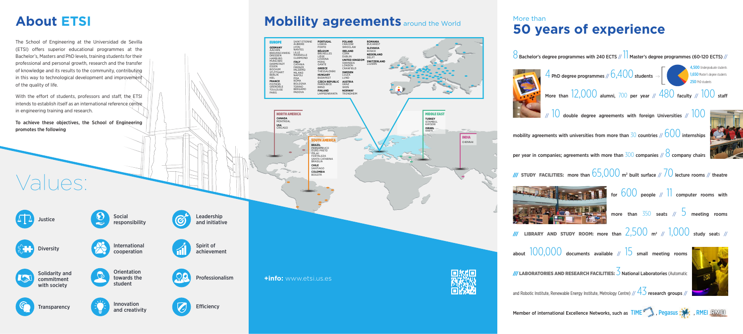# About ETSI

The School of Engineering at the Universidad de Sevilla (ETSI) offers superior educational programmes at the Bachelor's, Masters and PhD levels, training students for their professional and personal growth, research and the transfer of knowledge and its results to the community, contributing in this way to technological development and improvement of the quality of life.

With the effort of students, professors and staff, the ETSI intends to establish itself as an international reference centre in engineering training and research.

To achieve these objectives, the School of Engineering promotes the following

## Values:

- Justice
- Social responsibility
- Leadership and initiative
- Diversity
- International cooperation
- Spirit of achievement
- Solidarity and commitment with society
- Orientation towards the student
- Professionalism
- Transparency
- Innovation and creativity
- Efficiency

# Mobility agreements around the World

**EUROPE**

**GERMANY**
AACHEN
BRAUNSCHWEIG
DRESDEN
HAMBURG
MÜNCHEN
DARMSTADT
ESSEN
BOCHUM
STUTTGART
BERLIN
KIEL

**FRANCE**
POITIERS
GRENOBLE
TOULOUSE
PARIS
SAINT ETIENNE
AUBIERE
LYON
NANTES
LILLE
MARSEILLE
CLERMONO

**ITALY**
CATANIA
FIRENZE
PALERMO
MILANO
NAPOLI
PISA
ROMA
BOLOGNA
TORINO
BERGAMO
PADOVA

**PORTUGAL**
LISBOA
PORTO

**BÉLGIUM**
BRUXELLES
LIEGE
LOVAINA
MONS
GANTE

**GREECE**
THESSALONIKI

**HUNGARY**
BUDAPEST

**CZECH REPUBLIC**
PARDUBICE
BRNO

**FINLAND**
LAPPEENRANTA

**POLAND**
CRACOW
WROCLAW

**IRELAND**
CORK
DUBLIN

**UNITED KINGDOM**
SWANSEA
LONDON
CRANFIELD

**SWEDEN**
LULEA
LUND

**AUSTRIA**
GRAZ
WIEN

**NORWAY**
TRONDHEIM

**ROMANIA**
BUCAREST

**SLOVAKIA**
KOSICE

**NEDERLAND**
DELFT

**SWITZERLAND**
LUZERN

**NORTH AMERICA**

**CANADA**
MONTREAL

**USA**
CHICAGO

**SOUTH AMERICA**

**BRAZIL**
PERNAMBUCO
OURO PRETO
ITAJAÍ
FORTALEZA
SANTA CATARINA
BRASILIA

**CHILE**
SANTIAGO

**COLOMBIA**
BOGOTÁ

**MIDDLE EAST**

**TURKEY**
ISTAMBUL
KAYSERI

**ISRAEL**
HAIFA

**INDIA**
CHENNAI

**+info:** www.etsi.us.es

# More than 50 years of experience

8 Bachelor's degree programmes with 240 ECTS // 11 Master's degree programmes (60-120 ECTS) //

4 PhD degree programmes // 6,400 students →

- 4,500 Undergraduate students
- 1,650 Master's degree students
- 250 PhD students

More than 12,000 alumni, 700 per year // 480 faculty // 100 staff

// 10 double degree agreements with foreign Universities // 100 mobility agreements with universities from more than 30 countries // 600 internships per year in companies; agreements with more than 300 companies // 8 company chairs

**/// STUDY FACILITIES:** more than 65,000 m² built surface // 70 lecture rooms // theatre for 600 people // 11 computer rooms with more than 350 seats // 5 meeting rooms

**/// LIBRARY AND STUDY ROOM:** more than 2,500 m² // 1,000 study seats // about 100,000 documents available // 15 small meeting rooms

**/// LABORATORIES AND RESEARCH FACILITIES:** 3 National Laboratories (Automatic and Robotic Institute, Renewable Energy Institute, Metrology Centre) // 43 research groups //

Member of international Excellence Networks, such as TIME, Pegasus, RMEI